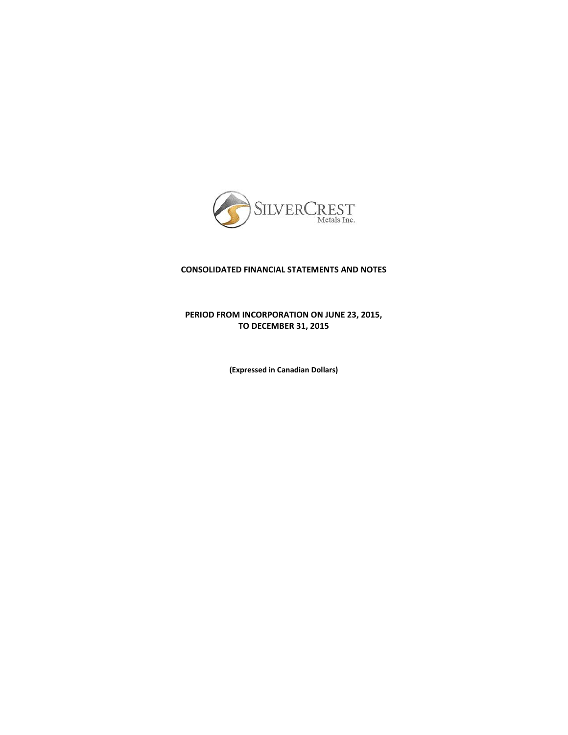SilverCrest Metals Inc.

**CONSOLIDATED FINANCIAL STATEMENTS AND NOTES**

**PERIOD FROM INCORPORATION ON JUNE 23, 2015, TO DECEMBER 31, 2015**

**(Expressed in Canadian Dollars)**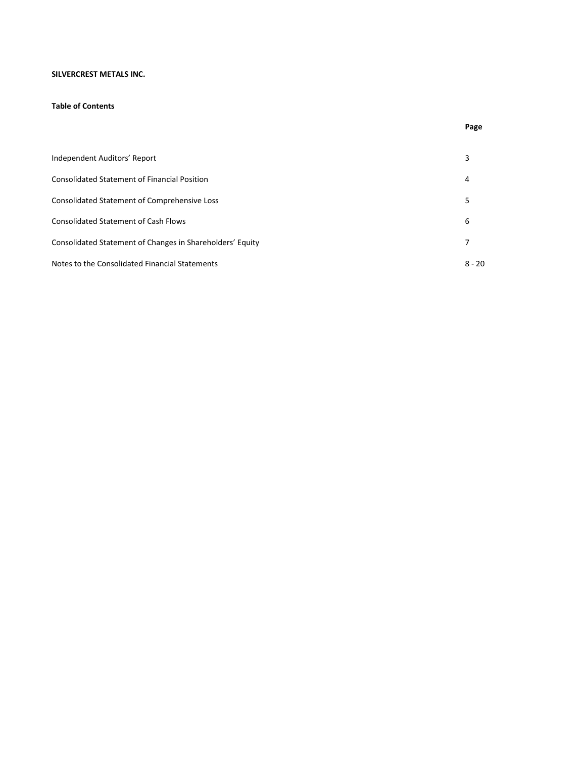**SILVERCREST METALS INC.**

**Table of Contents**

| | Page |
|---|---|
| Independent Auditors' Report | 3 |
| Consolidated Statement of Financial Position | 4 |
| Consolidated Statement of Comprehensive Loss | 5 |
| Consolidated Statement of Cash Flows | 6 |
| Consolidated Statement of Changes in Shareholders' Equity | 7 |
| Notes to the Consolidated Financial Statements | 8 - 20 |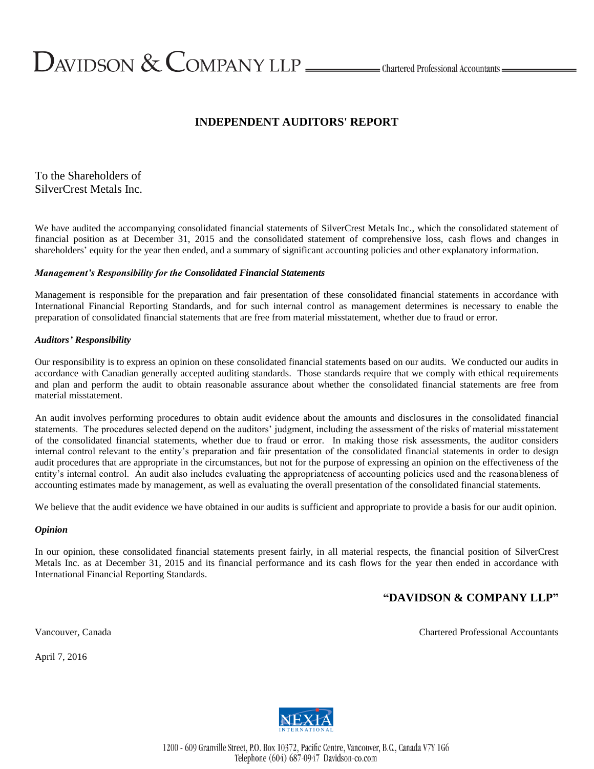DAVIDSON & COMPANY LLP Chartered Professional Accountants

# INDEPENDENT AUDITORS' REPORT

To the Shareholders of
SilverCrest Metals Inc.

We have audited the accompanying consolidated financial statements of SilverCrest Metals Inc., which the consolidated statement of financial position as at December 31, 2015 and the consolidated statement of comprehensive loss, cash flows and changes in shareholders' equity for the year then ended, and a summary of significant accounting policies and other explanatory information.

***Management's Responsibility for the Consolidated Financial Statements***

Management is responsible for the preparation and fair presentation of these consolidated financial statements in accordance with International Financial Reporting Standards, and for such internal control as management determines is necessary to enable the preparation of consolidated financial statements that are free from material misstatement, whether due to fraud or error.

***Auditors' Responsibility***

Our responsibility is to express an opinion on these consolidated financial statements based on our audits. We conducted our audits in accordance with Canadian generally accepted auditing standards. Those standards require that we comply with ethical requirements and plan and perform the audit to obtain reasonable assurance about whether the consolidated financial statements are free from material misstatement.

An audit involves performing procedures to obtain audit evidence about the amounts and disclosures in the consolidated financial statements. The procedures selected depend on the auditors' judgment, including the assessment of the risks of material misstatement of the consolidated financial statements, whether due to fraud or error. In making those risk assessments, the auditor considers internal control relevant to the entity's preparation and fair presentation of the consolidated financial statements in order to design audit procedures that are appropriate in the circumstances, but not for the purpose of expressing an opinion on the effectiveness of the entity's internal control. An audit also includes evaluating the appropriateness of accounting policies used and the reasonableness of accounting estimates made by management, as well as evaluating the overall presentation of the consolidated financial statements.

We believe that the audit evidence we have obtained in our audits is sufficient and appropriate to provide a basis for our audit opinion.

***Opinion***

In our opinion, these consolidated financial statements present fairly, in all material respects, the financial position of SilverCrest Metals Inc. as at December 31, 2015 and its financial performance and its cash flows for the year then ended in accordance with International Financial Reporting Standards.

**"DAVIDSON & COMPANY LLP"**

Vancouver, Canada

Chartered Professional Accountants

April 7, 2016

NEXIA INTERNATIONAL

1200 - 609 Granville Street, P.O. Box 10372, Pacific Centre, Vancouver, B.C., Canada V7Y 1G6
Telephone (604) 687-0947 Davidson-co.com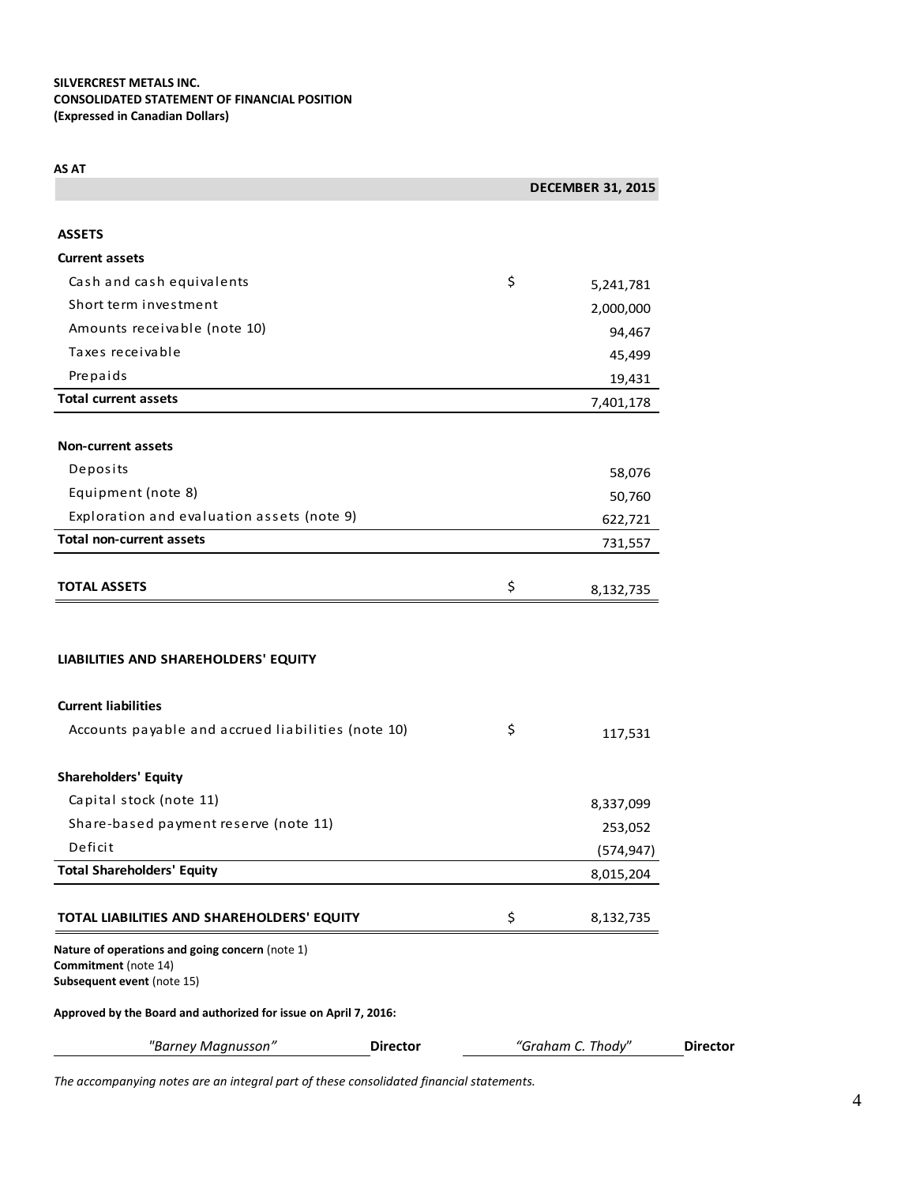**SILVERCREST METALS INC.**
**CONSOLIDATED STATEMENT OF FINANCIAL POSITION**
**(Expressed in Canadian Dollars)**

**AS AT**

| | | **DECEMBER 31, 2015** |
|---|---|---|
| **ASSETS** | | |
| **Current assets** | | |
| Cash and cash equivalents | $ | 5,241,781 |
| Short term investment | | 2,000,000 |
| Amounts receivable (note 10) | | 94,467 |
| Taxes receivable | | 45,499 |
| Prepaids | | 19,431 |
| **Total current assets** | | 7,401,178 |
| | | |
| **Non-current assets** | | |
| Deposits | | 58,076 |
| Equipment (note 8) | | 50,760 |
| Exploration and evaluation assets (note 9) | | 622,721 |
| **Total non-current assets** | | 731,557 |
| | | |
| **TOTAL ASSETS** | $ | 8,132,735 |
| | | |
| **LIABILITIES AND SHAREHOLDERS' EQUITY** | | |
| **Current liabilities** | | |
| Accounts payable and accrued liabilities (note 10) | $ | 117,531 |
| | | |
| **Shareholders' Equity** | | |
| Capital stock (note 11) | | 8,337,099 |
| Share-based payment reserve (note 11) | | 253,052 |
| Deficit | | (574,947) |
| **Total Shareholders' Equity** | | 8,015,204 |
| | | |
| **TOTAL LIABILITIES AND SHAREHOLDERS' EQUITY** | $ | 8,132,735 |

**Nature of operations and going concern** (note 1)
**Commitment** (note 14)
**Subsequent event** (note 15)

**Approved by the Board and authorized for issue on April 7, 2016:**

*"Barney Magnusson"* **Director** *"Graham C. Thody"* **Director**

*The accompanying notes are an integral part of these consolidated financial statements.*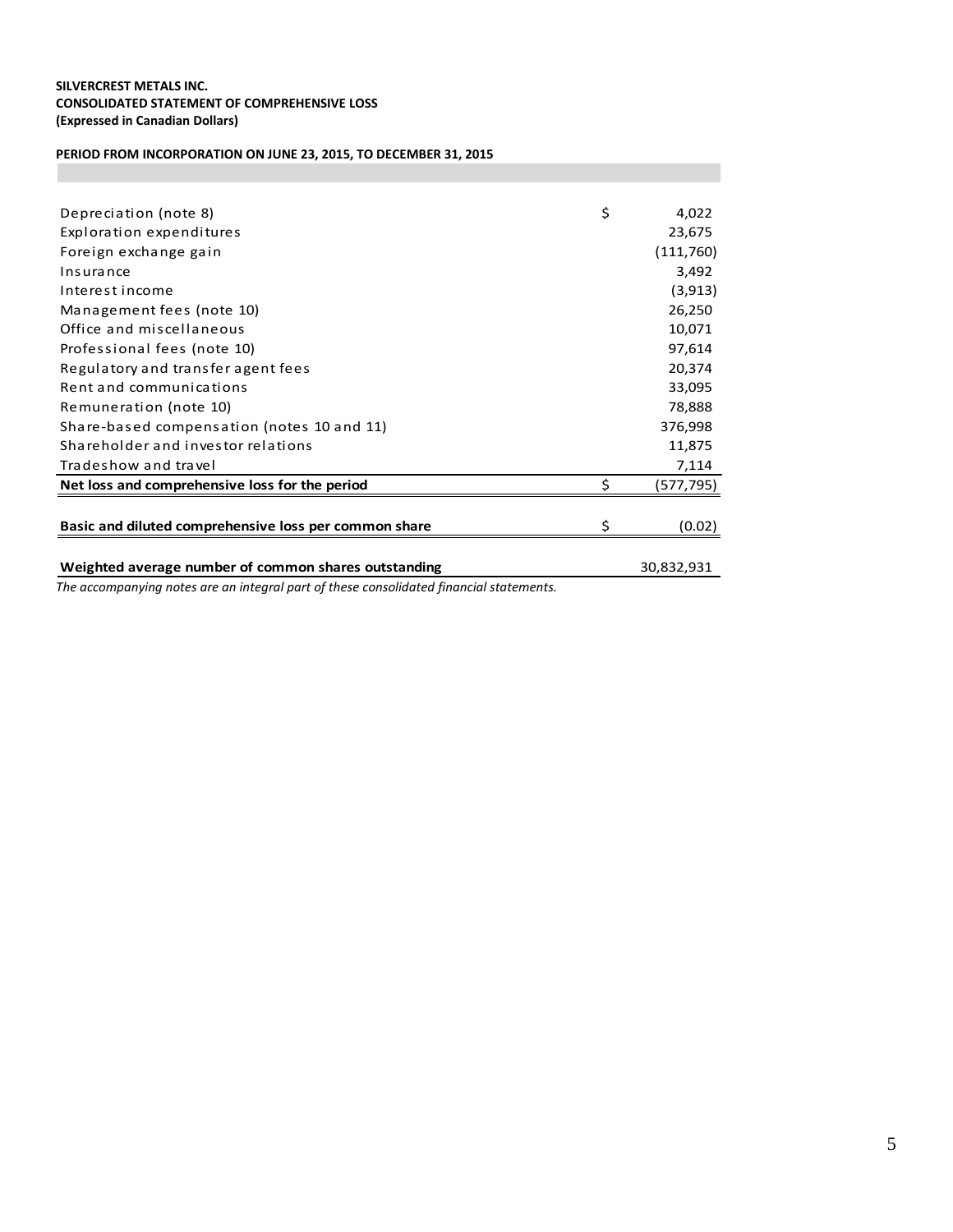**SILVERCREST METALS INC.**
**CONSOLIDATED STATEMENT OF COMPREHENSIVE LOSS**
**(Expressed in Canadian Dollars)**

**PERIOD FROM INCORPORATION ON JUNE 23, 2015, TO DECEMBER 31, 2015**

| | | |
|---|---|---|
| Depreciation (note 8) | $ | 4,022 |
| Exploration expenditures | | 23,675 |
| Foreign exchange gain | | (111,760) |
| Insurance | | 3,492 |
| Interest income | | (3,913) |
| Management fees (note 10) | | 26,250 |
| Office and miscellaneous | | 10,071 |
| Professional fees (note 10) | | 97,614 |
| Regulatory and transfer agent fees | | 20,374 |
| Rent and communications | | 33,095 |
| Remuneration (note 10) | | 78,888 |
| Share-based compensation (notes 10 and 11) | | 376,998 |
| Shareholder and investor relations | | 11,875 |
| Tradeshow and travel | | 7,114 |
| **Net loss and comprehensive loss for the period** | $ | (577,795) |
| | | |
| **Basic and diluted comprehensive loss per common share** | $ | (0.02) |
| | | |
| **Weighted average number of common shares outstanding** | | 30,832,931 |

*The accompanying notes are an integral part of these consolidated financial statements.*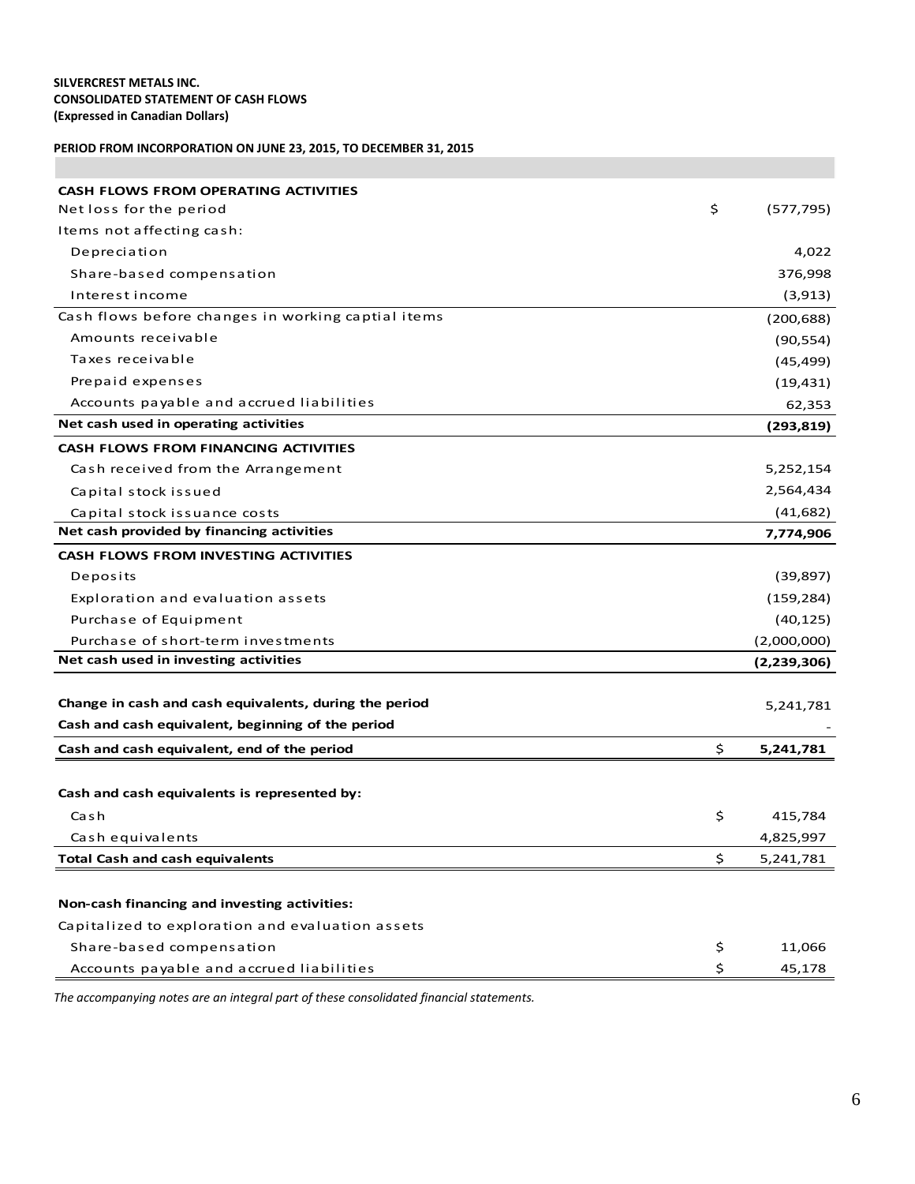**SILVERCREST METALS INC.**
**CONSOLIDATED STATEMENT OF CASH FLOWS**
**(Expressed in Canadian Dollars)**

**PERIOD FROM INCORPORATION ON JUNE 23, 2015, TO DECEMBER 31, 2015**

| | | |
|---|---|---|
| **CASH FLOWS FROM OPERATING ACTIVITIES** | | |
| Net loss for the period | $ | (577,795) |
| Items not affecting cash: | | |
| Depreciation | | 4,022 |
| Share-based compensation | | 376,998 |
| Interest income | | (3,913) |
| Cash flows before changes in working captial items | | (200,688) |
| Amounts receivable | | (90,554) |
| Taxes receivable | | (45,499) |
| Prepaid expenses | | (19,431) |
| Accounts payable and accrued liabilities | | 62,353 |
| **Net cash used in operating activities** | | **(293,819)** |
| **CASH FLOWS FROM FINANCING ACTIVITIES** | | |
| Cash received from the Arrangement | | 5,252,154 |
| Capital stock issued | | 2,564,434 |
| Capital stock issuance costs | | (41,682) |
| **Net cash provided by financing activities** | | **7,774,906** |
| **CASH FLOWS FROM INVESTING ACTIVITIES** | | |
| Deposits | | (39,897) |
| Exploration and evaluation assets | | (159,284) |
| Purchase of Equipment | | (40,125) |
| Purchase of short-term investments | | (2,000,000) |
| **Net cash used in investing activities** | | **(2,239,306)** |
| | | |
| **Change in cash and cash equivalents, during the period** | | 5,241,781 |
| **Cash and cash equivalent, beginning of the period** | | - |
| **Cash and cash equivalent, end of the period** | $ | **5,241,781** |
| | | |
| **Cash and cash equivalents is represented by:** | | |
| Cash | $ | 415,784 |
| Cash equivalents | | 4,825,997 |
| **Total Cash and cash equivalents** | $ | 5,241,781 |
| | | |
| **Non-cash financing and investing activities:** | | |
| Capitalized to exploration and evaluation assets | | |
| Share-based compensation | $ | 11,066 |
| Accounts payable and accrued liabilities | $ | 45,178 |

*The accompanying notes are an integral part of these consolidated financial statements.*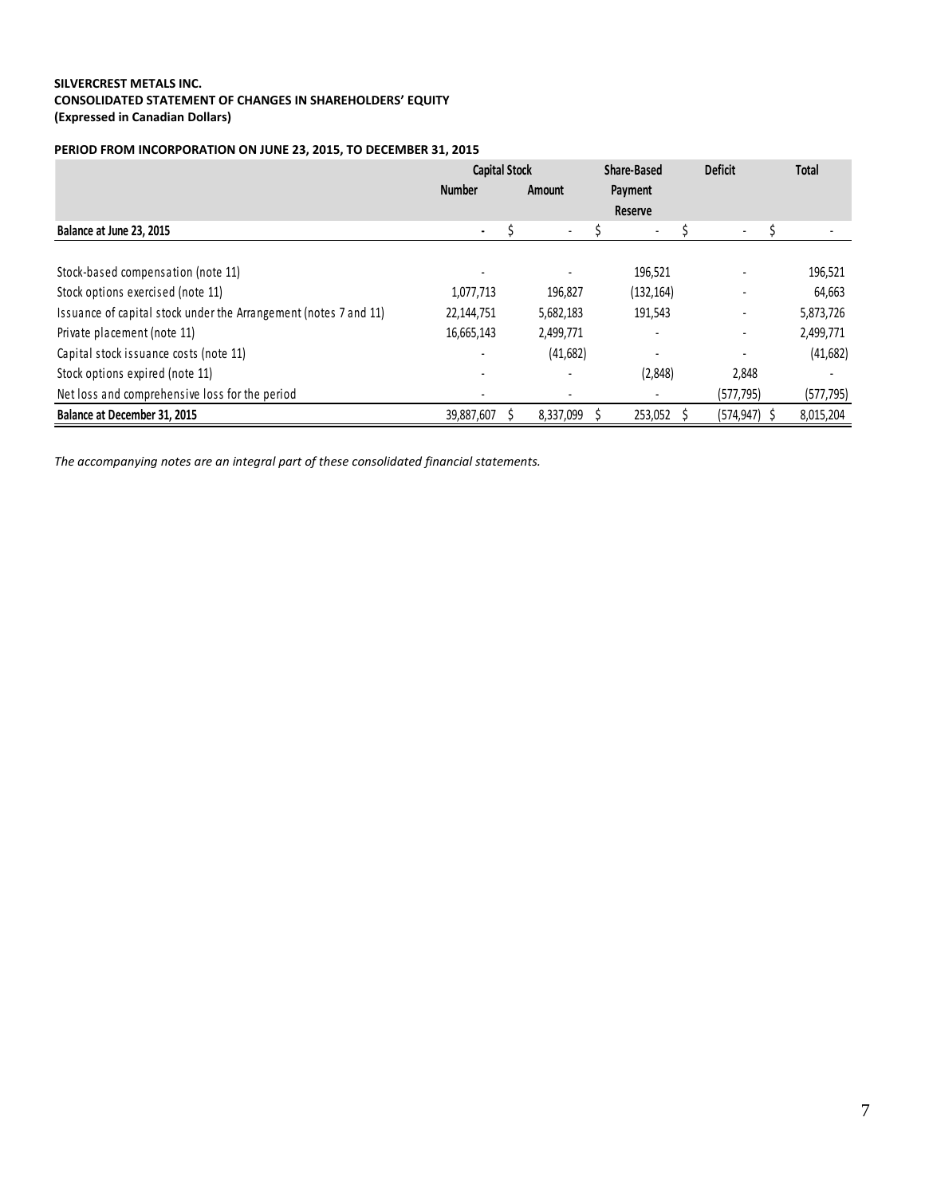**SILVERCREST METALS INC.**
**CONSOLIDATED STATEMENT OF CHANGES IN SHAREHOLDERS' EQUITY**
**(Expressed in Canadian Dollars)**

**PERIOD FROM INCORPORATION ON JUNE 23, 2015, TO DECEMBER 31, 2015**

| | Capital Stock | | Share-Based Payment Reserve | Deficit | Total |
|---|---|---|---|---|---|
| | Number | Amount | | | |
| **Balance at June 23, 2015** | - | $ - | $ - | $ - | $ - |
| Stock-based compensation (note 11) | - | - | 196,521 | - | 196,521 |
| Stock options exercised (note 11) | 1,077,713 | 196,827 | (132,164) | - | 64,663 |
| Issuance of capital stock under the Arrangement (notes 7 and 11) | 22,144,751 | 5,682,183 | 191,543 | - | 5,873,726 |
| Private placement (note 11) | 16,665,143 | 2,499,771 | - | - | 2,499,771 |
| Capital stock issuance costs (note 11) | - | (41,682) | - | - | (41,682) |
| Stock options expired (note 11) | - | - | (2,848) | 2,848 | - |
| Net loss and comprehensive loss for the period | - | - | - | (577,795) | (577,795) |
| **Balance at December 31, 2015** | 39,887,607 | $ 8,337,099 | $ 253,052 | $ (574,947) | $ 8,015,204 |

*The accompanying notes are an integral part of these consolidated financial statements.*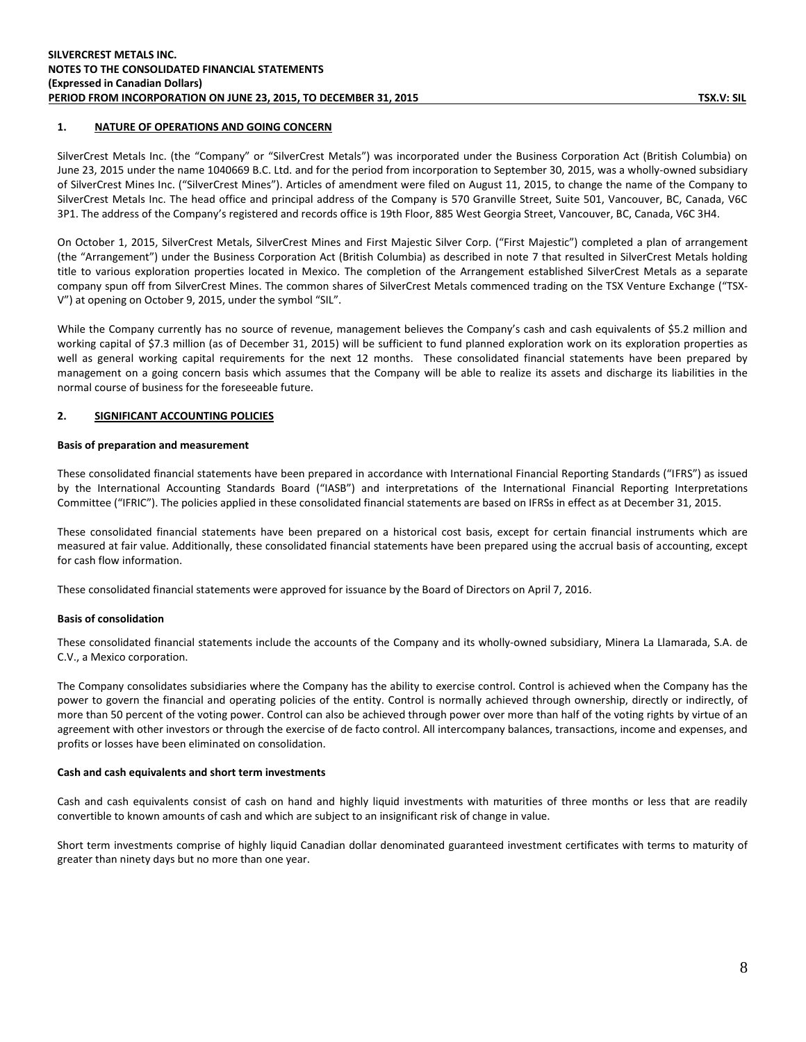## 1. NATURE OF OPERATIONS AND GOING CONCERN

SilverCrest Metals Inc. (the "Company" or "SilverCrest Metals") was incorporated under the Business Corporation Act (British Columbia) on June 23, 2015 under the name 1040669 B.C. Ltd. and for the period from incorporation to September 30, 2015, was a wholly-owned subsidiary of SilverCrest Mines Inc. ("SilverCrest Mines"). Articles of amendment were filed on August 11, 2015, to change the name of the Company to SilverCrest Metals Inc. The head office and principal address of the Company is 570 Granville Street, Suite 501, Vancouver, BC, Canada, V6C 3P1. The address of the Company's registered and records office is 19th Floor, 885 West Georgia Street, Vancouver, BC, Canada, V6C 3H4.

On October 1, 2015, SilverCrest Metals, SilverCrest Mines and First Majestic Silver Corp. ("First Majestic") completed a plan of arrangement (the "Arrangement") under the Business Corporation Act (British Columbia) as described in note 7 that resulted in SilverCrest Metals holding title to various exploration properties located in Mexico. The completion of the Arrangement established SilverCrest Metals as a separate company spun off from SilverCrest Mines. The common shares of SilverCrest Metals commenced trading on the TSX Venture Exchange ("TSX-V") at opening on October 9, 2015, under the symbol "SIL".

While the Company currently has no source of revenue, management believes the Company's cash and cash equivalents of $5.2 million and working capital of $7.3 million (as of December 31, 2015) will be sufficient to fund planned exploration work on its exploration properties as well as general working capital requirements for the next 12 months. These consolidated financial statements have been prepared by management on a going concern basis which assumes that the Company will be able to realize its assets and discharge its liabilities in the normal course of business for the foreseeable future.

## 2. SIGNIFICANT ACCOUNTING POLICIES

### Basis of preparation and measurement

These consolidated financial statements have been prepared in accordance with International Financial Reporting Standards ("IFRS") as issued by the International Accounting Standards Board ("IASB") and interpretations of the International Financial Reporting Interpretations Committee ("IFRIC"). The policies applied in these consolidated financial statements are based on IFRSs in effect as at December 31, 2015.

These consolidated financial statements have been prepared on a historical cost basis, except for certain financial instruments which are measured at fair value. Additionally, these consolidated financial statements have been prepared using the accrual basis of accounting, except for cash flow information.

These consolidated financial statements were approved for issuance by the Board of Directors on April 7, 2016.

### Basis of consolidation

These consolidated financial statements include the accounts of the Company and its wholly-owned subsidiary, Minera La Llamarada, S.A. de C.V., a Mexico corporation.

The Company consolidates subsidiaries where the Company has the ability to exercise control. Control is achieved when the Company has the power to govern the financial and operating policies of the entity. Control is normally achieved through ownership, directly or indirectly, of more than 50 percent of the voting power. Control can also be achieved through power over more than half of the voting rights by virtue of an agreement with other investors or through the exercise of de facto control. All intercompany balances, transactions, income and expenses, and profits or losses have been eliminated on consolidation.

### Cash and cash equivalents and short term investments

Cash and cash equivalents consist of cash on hand and highly liquid investments with maturities of three months or less that are readily convertible to known amounts of cash and which are subject to an insignificant risk of change in value.

Short term investments comprise of highly liquid Canadian dollar denominated guaranteed investment certificates with terms to maturity of greater than ninety days but no more than one year.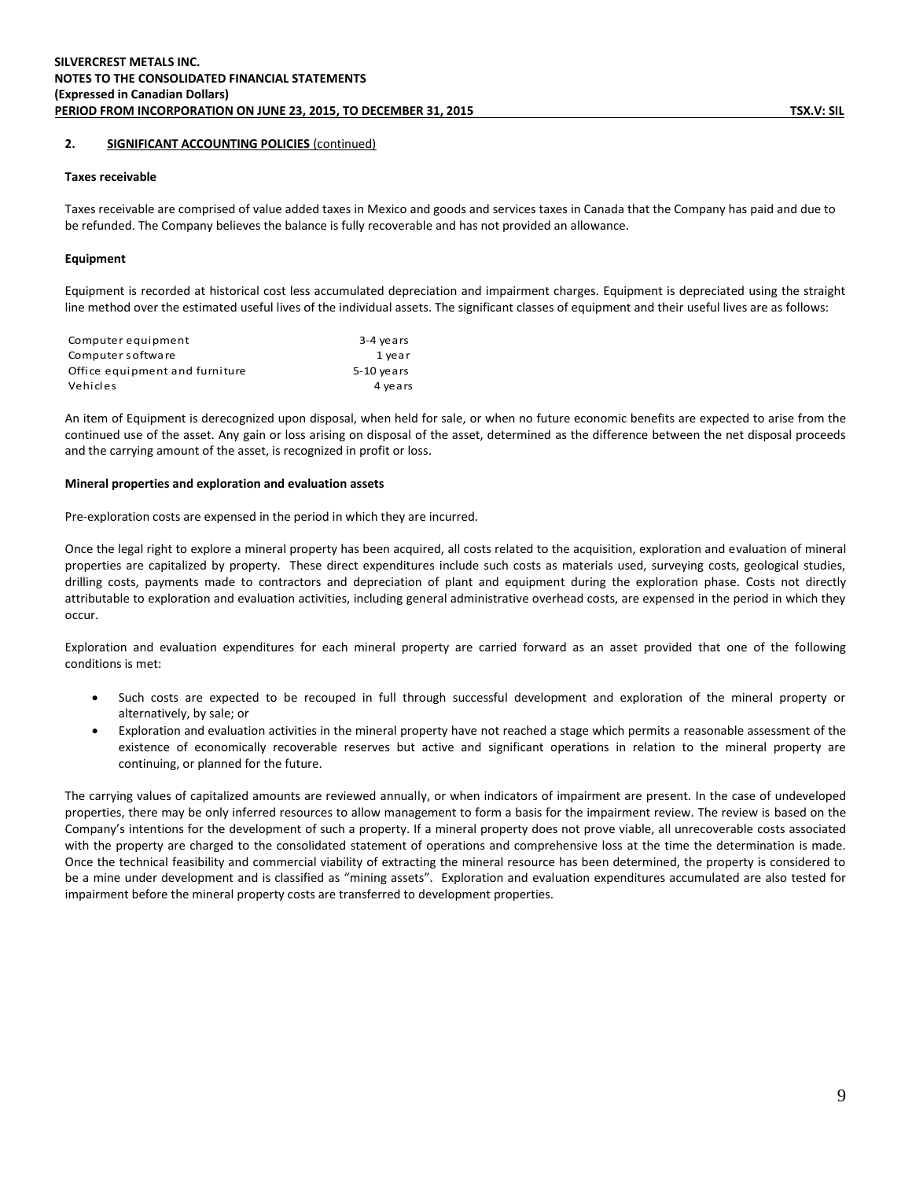## 2. SIGNIFICANT ACCOUNTING POLICIES (continued)

**Taxes receivable**

Taxes receivable are comprised of value added taxes in Mexico and goods and services taxes in Canada that the Company has paid and due to be refunded. The Company believes the balance is fully recoverable and has not provided an allowance.

**Equipment**

Equipment is recorded at historical cost less accumulated depreciation and impairment charges. Equipment is depreciated using the straight line method over the estimated useful lives of the individual assets. The significant classes of equipment and their useful lives are as follows:

| | |
|---|---|
| Computer equipment | 3-4 years |
| Computer software | 1 year |
| Office equipment and furniture | 5-10 years |
| Vehicles | 4 years |

An item of Equipment is derecognized upon disposal, when held for sale, or when no future economic benefits are expected to arise from the continued use of the asset. Any gain or loss arising on disposal of the asset, determined as the difference between the net disposal proceeds and the carrying amount of the asset, is recognized in profit or loss.

**Mineral properties and exploration and evaluation assets**

Pre-exploration costs are expensed in the period in which they are incurred.

Once the legal right to explore a mineral property has been acquired, all costs related to the acquisition, exploration and evaluation of mineral properties are capitalized by property. These direct expenditures include such costs as materials used, surveying costs, geological studies, drilling costs, payments made to contractors and depreciation of plant and equipment during the exploration phase. Costs not directly attributable to exploration and evaluation activities, including general administrative overhead costs, are expensed in the period in which they occur.

Exploration and evaluation expenditures for each mineral property are carried forward as an asset provided that one of the following conditions is met:

- Such costs are expected to be recouped in full through successful development and exploration of the mineral property or alternatively, by sale; or
- Exploration and evaluation activities in the mineral property have not reached a stage which permits a reasonable assessment of the existence of economically recoverable reserves but active and significant operations in relation to the mineral property are continuing, or planned for the future.

The carrying values of capitalized amounts are reviewed annually, or when indicators of impairment are present. In the case of undeveloped properties, there may be only inferred resources to allow management to form a basis for the impairment review. The review is based on the Company's intentions for the development of such a property. If a mineral property does not prove viable, all unrecoverable costs associated with the property are charged to the consolidated statement of operations and comprehensive loss at the time the determination is made. Once the technical feasibility and commercial viability of extracting the mineral resource has been determined, the property is considered to be a mine under development and is classified as "mining assets". Exploration and evaluation expenditures accumulated are also tested for impairment before the mineral property costs are transferred to development properties.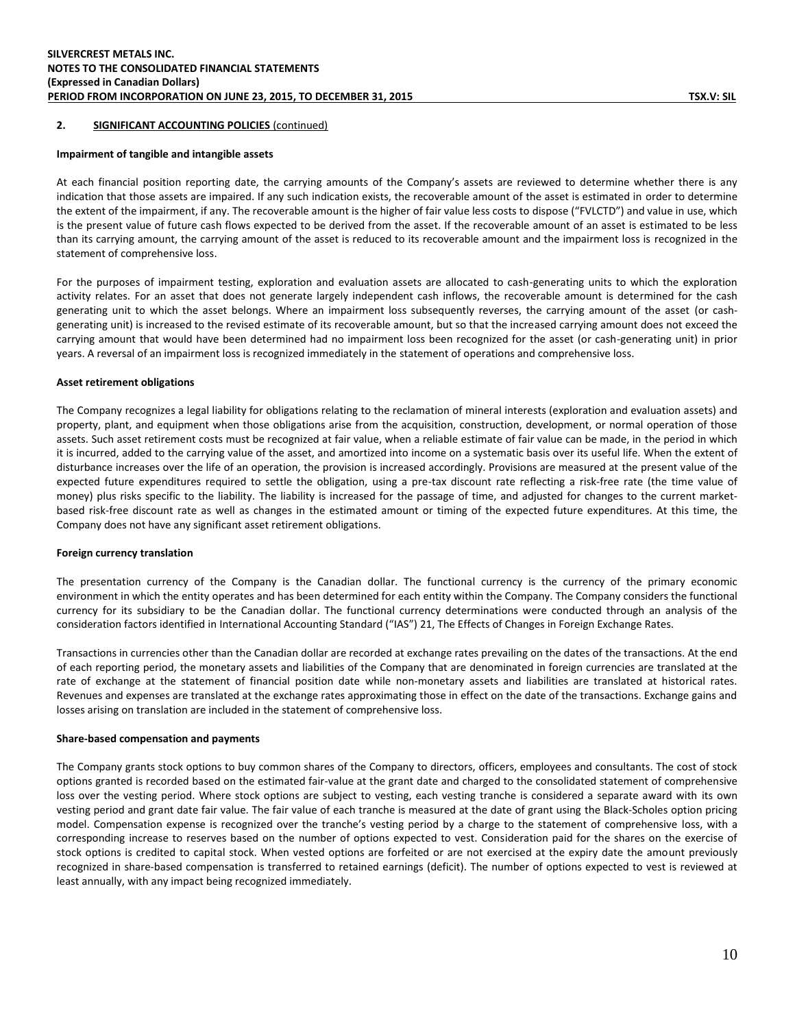## 2. SIGNIFICANT ACCOUNTING POLICIES (continued)

### Impairment of tangible and intangible assets

At each financial position reporting date, the carrying amounts of the Company's assets are reviewed to determine whether there is any indication that those assets are impaired. If any such indication exists, the recoverable amount of the asset is estimated in order to determine the extent of the impairment, if any. The recoverable amount is the higher of fair value less costs to dispose ("FVLCTD") and value in use, which is the present value of future cash flows expected to be derived from the asset. If the recoverable amount of an asset is estimated to be less than its carrying amount, the carrying amount of the asset is reduced to its recoverable amount and the impairment loss is recognized in the statement of comprehensive loss.

For the purposes of impairment testing, exploration and evaluation assets are allocated to cash-generating units to which the exploration activity relates. For an asset that does not generate largely independent cash inflows, the recoverable amount is determined for the cash generating unit to which the asset belongs. Where an impairment loss subsequently reverses, the carrying amount of the asset (or cash-generating unit) is increased to the revised estimate of its recoverable amount, but so that the increased carrying amount does not exceed the carrying amount that would have been determined had no impairment loss been recognized for the asset (or cash-generating unit) in prior years. A reversal of an impairment loss is recognized immediately in the statement of operations and comprehensive loss.

### Asset retirement obligations

The Company recognizes a legal liability for obligations relating to the reclamation of mineral interests (exploration and evaluation assets) and property, plant, and equipment when those obligations arise from the acquisition, construction, development, or normal operation of those assets. Such asset retirement costs must be recognized at fair value, when a reliable estimate of fair value can be made, in the period in which it is incurred, added to the carrying value of the asset, and amortized into income on a systematic basis over its useful life. When the extent of disturbance increases over the life of an operation, the provision is increased accordingly. Provisions are measured at the present value of the expected future expenditures required to settle the obligation, using a pre-tax discount rate reflecting a risk-free rate (the time value of money) plus risks specific to the liability. The liability is increased for the passage of time, and adjusted for changes to the current market-based risk-free discount rate as well as changes in the estimated amount or timing of the expected future expenditures. At this time, the Company does not have any significant asset retirement obligations.

### Foreign currency translation

The presentation currency of the Company is the Canadian dollar. The functional currency is the currency of the primary economic environment in which the entity operates and has been determined for each entity within the Company. The Company considers the functional currency for its subsidiary to be the Canadian dollar. The functional currency determinations were conducted through an analysis of the consideration factors identified in International Accounting Standard ("IAS") 21, The Effects of Changes in Foreign Exchange Rates.

Transactions in currencies other than the Canadian dollar are recorded at exchange rates prevailing on the dates of the transactions. At the end of each reporting period, the monetary assets and liabilities of the Company that are denominated in foreign currencies are translated at the rate of exchange at the statement of financial position date while non-monetary assets and liabilities are translated at historical rates. Revenues and expenses are translated at the exchange rates approximating those in effect on the date of the transactions. Exchange gains and losses arising on translation are included in the statement of comprehensive loss.

### Share-based compensation and payments

The Company grants stock options to buy common shares of the Company to directors, officers, employees and consultants. The cost of stock options granted is recorded based on the estimated fair-value at the grant date and charged to the consolidated statement of comprehensive loss over the vesting period. Where stock options are subject to vesting, each vesting tranche is considered a separate award with its own vesting period and grant date fair value. The fair value of each tranche is measured at the date of grant using the Black-Scholes option pricing model. Compensation expense is recognized over the tranche's vesting period by a charge to the statement of comprehensive loss, with a corresponding increase to reserves based on the number of options expected to vest. Consideration paid for the shares on the exercise of stock options is credited to capital stock. When vested options are forfeited or are not exercised at the expiry date the amount previously recognized in share-based compensation is transferred to retained earnings (deficit). The number of options expected to vest is reviewed at least annually, with any impact being recognized immediately.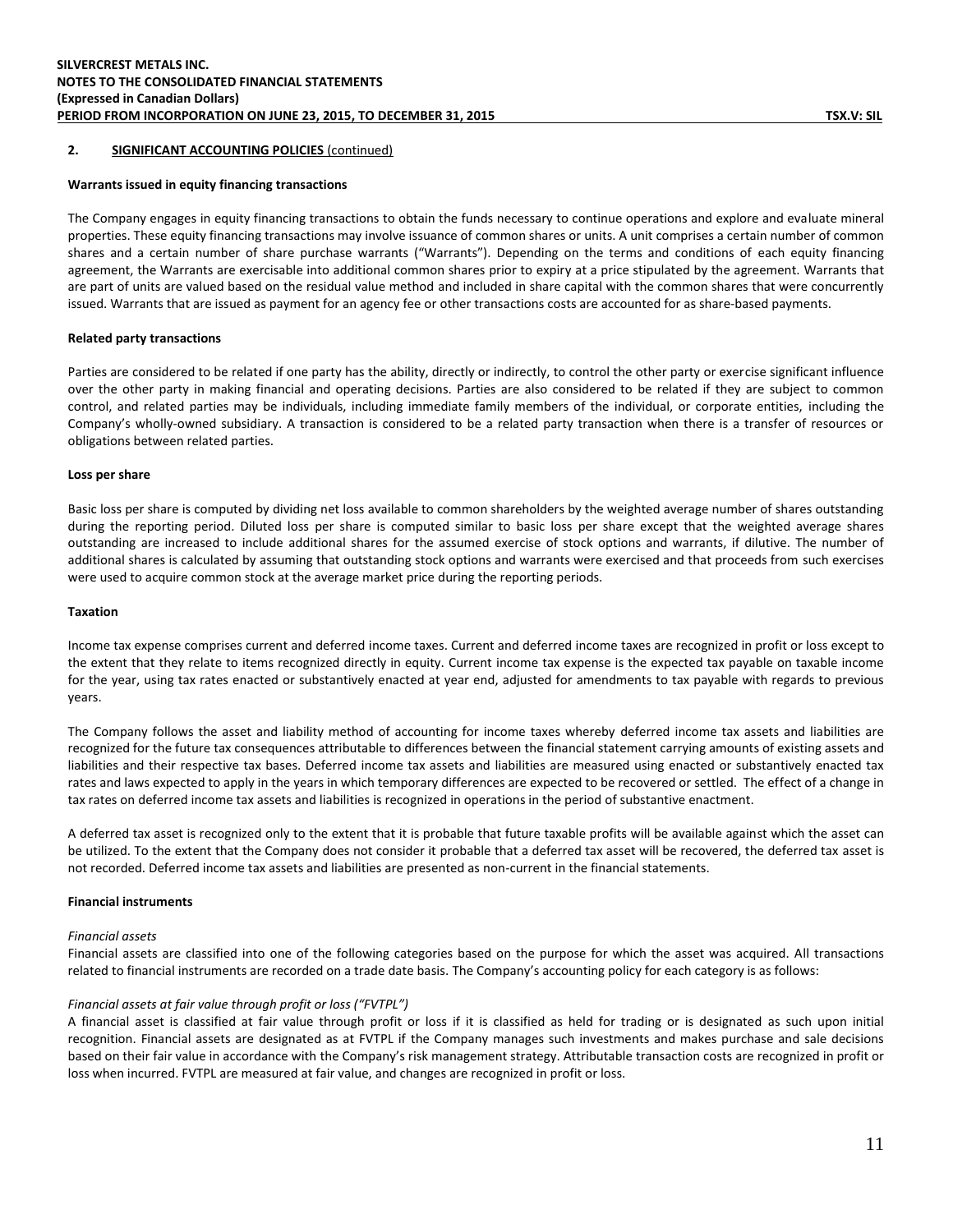## 2. SIGNIFICANT ACCOUNTING POLICIES (continued)

### Warrants issued in equity financing transactions

The Company engages in equity financing transactions to obtain the funds necessary to continue operations and explore and evaluate mineral properties. These equity financing transactions may involve issuance of common shares or units. A unit comprises a certain number of common shares and a certain number of share purchase warrants ("Warrants"). Depending on the terms and conditions of each equity financing agreement, the Warrants are exercisable into additional common shares prior to expiry at a price stipulated by the agreement. Warrants that are part of units are valued based on the residual value method and included in share capital with the common shares that were concurrently issued. Warrants that are issued as payment for an agency fee or other transactions costs are accounted for as share-based payments.

### Related party transactions

Parties are considered to be related if one party has the ability, directly or indirectly, to control the other party or exercise significant influence over the other party in making financial and operating decisions. Parties are also considered to be related if they are subject to common control, and related parties may be individuals, including immediate family members of the individual, or corporate entities, including the Company's wholly-owned subsidiary. A transaction is considered to be a related party transaction when there is a transfer of resources or obligations between related parties.

### Loss per share

Basic loss per share is computed by dividing net loss available to common shareholders by the weighted average number of shares outstanding during the reporting period. Diluted loss per share is computed similar to basic loss per share except that the weighted average shares outstanding are increased to include additional shares for the assumed exercise of stock options and warrants, if dilutive. The number of additional shares is calculated by assuming that outstanding stock options and warrants were exercised and that proceeds from such exercises were used to acquire common stock at the average market price during the reporting periods.

### Taxation

Income tax expense comprises current and deferred income taxes. Current and deferred income taxes are recognized in profit or loss except to the extent that they relate to items recognized directly in equity. Current income tax expense is the expected tax payable on taxable income for the year, using tax rates enacted or substantively enacted at year end, adjusted for amendments to tax payable with regards to previous years.

The Company follows the asset and liability method of accounting for income taxes whereby deferred income tax assets and liabilities are recognized for the future tax consequences attributable to differences between the financial statement carrying amounts of existing assets and liabilities and their respective tax bases. Deferred income tax assets and liabilities are measured using enacted or substantively enacted tax rates and laws expected to apply in the years in which temporary differences are expected to be recovered or settled. The effect of a change in tax rates on deferred income tax assets and liabilities is recognized in operations in the period of substantive enactment.

A deferred tax asset is recognized only to the extent that it is probable that future taxable profits will be available against which the asset can be utilized. To the extent that the Company does not consider it probable that a deferred tax asset will be recovered, the deferred tax asset is not recorded. Deferred income tax assets and liabilities are presented as non-current in the financial statements.

### Financial instruments

*Financial assets*

Financial assets are classified into one of the following categories based on the purpose for which the asset was acquired. All transactions related to financial instruments are recorded on a trade date basis. The Company's accounting policy for each category is as follows:

*Financial assets at fair value through profit or loss ("FVTPL")*

A financial asset is classified at fair value through profit or loss if it is classified as held for trading or is designated as such upon initial recognition. Financial assets are designated as at FVTPL if the Company manages such investments and makes purchase and sale decisions based on their fair value in accordance with the Company's risk management strategy. Attributable transaction costs are recognized in profit or loss when incurred. FVTPL are measured at fair value, and changes are recognized in profit or loss.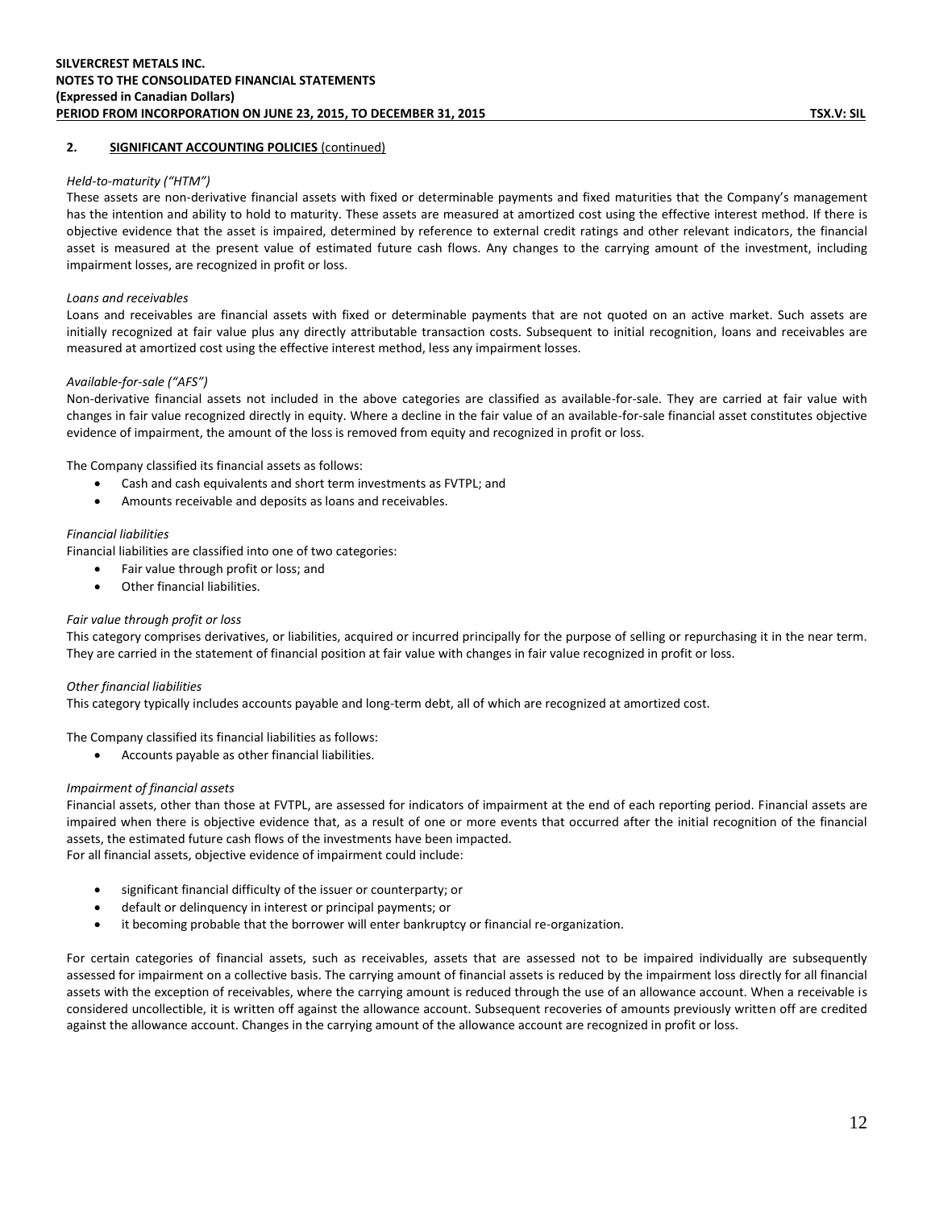## 2. SIGNIFICANT ACCOUNTING POLICIES (continued)

*Held-to-maturity ("HTM")*

These assets are non-derivative financial assets with fixed or determinable payments and fixed maturities that the Company's management has the intention and ability to hold to maturity. These assets are measured at amortized cost using the effective interest method. If there is objective evidence that the asset is impaired, determined by reference to external credit ratings and other relevant indicators, the financial asset is measured at the present value of estimated future cash flows. Any changes to the carrying amount of the investment, including impairment losses, are recognized in profit or loss.

*Loans and receivables*

Loans and receivables are financial assets with fixed or determinable payments that are not quoted on an active market. Such assets are initially recognized at fair value plus any directly attributable transaction costs. Subsequent to initial recognition, loans and receivables are measured at amortized cost using the effective interest method, less any impairment losses.

*Available-for-sale ("AFS")*

Non-derivative financial assets not included in the above categories are classified as available-for-sale. They are carried at fair value with changes in fair value recognized directly in equity. Where a decline in the fair value of an available-for-sale financial asset constitutes objective evidence of impairment, the amount of the loss is removed from equity and recognized in profit or loss.

The Company classified its financial assets as follows:

- Cash and cash equivalents and short term investments as FVTPL; and
- Amounts receivable and deposits as loans and receivables.

*Financial liabilities*

Financial liabilities are classified into one of two categories:

- Fair value through profit or loss; and
- Other financial liabilities.

*Fair value through profit or loss*

This category comprises derivatives, or liabilities, acquired or incurred principally for the purpose of selling or repurchasing it in the near term. They are carried in the statement of financial position at fair value with changes in fair value recognized in profit or loss.

*Other financial liabilities*

This category typically includes accounts payable and long-term debt, all of which are recognized at amortized cost.

The Company classified its financial liabilities as follows:

- Accounts payable as other financial liabilities.

*Impairment of financial assets*

Financial assets, other than those at FVTPL, are assessed for indicators of impairment at the end of each reporting period. Financial assets are impaired when there is objective evidence that, as a result of one or more events that occurred after the initial recognition of the financial assets, the estimated future cash flows of the investments have been impacted.
For all financial assets, objective evidence of impairment could include:

- significant financial difficulty of the issuer or counterparty; or
- default or delinquency in interest or principal payments; or
- it becoming probable that the borrower will enter bankruptcy or financial re-organization.

For certain categories of financial assets, such as receivables, assets that are assessed not to be impaired individually are subsequently assessed for impairment on a collective basis. The carrying amount of financial assets is reduced by the impairment loss directly for all financial assets with the exception of receivables, where the carrying amount is reduced through the use of an allowance account. When a receivable is considered uncollectible, it is written off against the allowance account. Subsequent recoveries of amounts previously written off are credited against the allowance account. Changes in the carrying amount of the allowance account are recognized in profit or loss.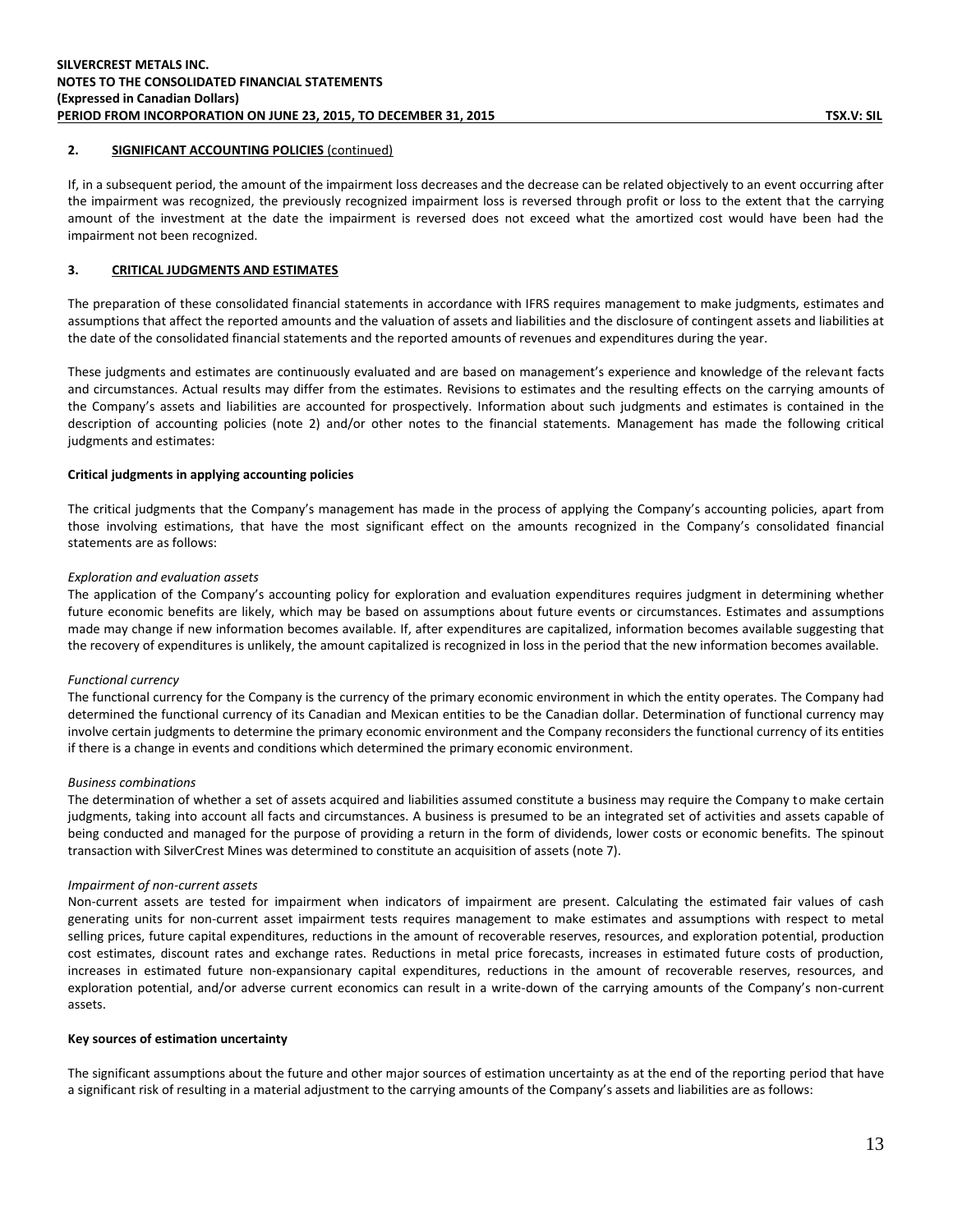## 2. SIGNIFICANT ACCOUNTING POLICIES (continued)

If, in a subsequent period, the amount of the impairment loss decreases and the decrease can be related objectively to an event occurring after the impairment was recognized, the previously recognized impairment loss is reversed through profit or loss to the extent that the carrying amount of the investment at the date the impairment is reversed does not exceed what the amortized cost would have been had the impairment not been recognized.

## 3. CRITICAL JUDGMENTS AND ESTIMATES

The preparation of these consolidated financial statements in accordance with IFRS requires management to make judgments, estimates and assumptions that affect the reported amounts and the valuation of assets and liabilities and the disclosure of contingent assets and liabilities at the date of the consolidated financial statements and the reported amounts of revenues and expenditures during the year.

These judgments and estimates are continuously evaluated and are based on management's experience and knowledge of the relevant facts and circumstances. Actual results may differ from the estimates. Revisions to estimates and the resulting effects on the carrying amounts of the Company's assets and liabilities are accounted for prospectively. Information about such judgments and estimates is contained in the description of accounting policies (note 2) and/or other notes to the financial statements. Management has made the following critical judgments and estimates:

### Critical judgments in applying accounting policies

The critical judgments that the Company's management has made in the process of applying the Company's accounting policies, apart from those involving estimations, that have the most significant effect on the amounts recognized in the Company's consolidated financial statements are as follows:

*Exploration and evaluation assets*
The application of the Company's accounting policy for exploration and evaluation expenditures requires judgment in determining whether future economic benefits are likely, which may be based on assumptions about future events or circumstances. Estimates and assumptions made may change if new information becomes available. If, after expenditures are capitalized, information becomes available suggesting that the recovery of expenditures is unlikely, the amount capitalized is recognized in loss in the period that the new information becomes available.

*Functional currency*
The functional currency for the Company is the currency of the primary economic environment in which the entity operates. The Company had determined the functional currency of its Canadian and Mexican entities to be the Canadian dollar. Determination of functional currency may involve certain judgments to determine the primary economic environment and the Company reconsiders the functional currency of its entities if there is a change in events and conditions which determined the primary economic environment.

*Business combinations*
The determination of whether a set of assets acquired and liabilities assumed constitute a business may require the Company to make certain judgments, taking into account all facts and circumstances. A business is presumed to be an integrated set of activities and assets capable of being conducted and managed for the purpose of providing a return in the form of dividends, lower costs or economic benefits. The spinout transaction with SilverCrest Mines was determined to constitute an acquisition of assets (note 7).

*Impairment of non-current assets*
Non-current assets are tested for impairment when indicators of impairment are present. Calculating the estimated fair values of cash generating units for non-current asset impairment tests requires management to make estimates and assumptions with respect to metal selling prices, future capital expenditures, reductions in the amount of recoverable reserves, resources, and exploration potential, production cost estimates, discount rates and exchange rates. Reductions in metal price forecasts, increases in estimated future costs of production, increases in estimated future non-expansionary capital expenditures, reductions in the amount of recoverable reserves, resources, and exploration potential, and/or adverse current economics can result in a write-down of the carrying amounts of the Company's non-current assets.

### Key sources of estimation uncertainty

The significant assumptions about the future and other major sources of estimation uncertainty as at the end of the reporting period that have a significant risk of resulting in a material adjustment to the carrying amounts of the Company's assets and liabilities are as follows: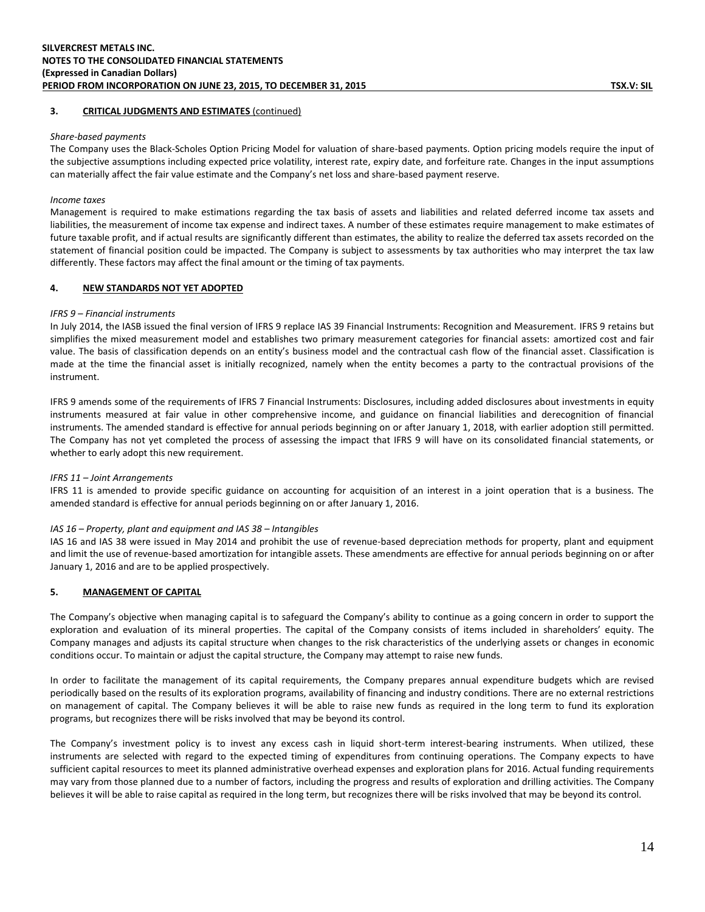## 3. CRITICAL JUDGMENTS AND ESTIMATES (continued)

*Share-based payments*

The Company uses the Black-Scholes Option Pricing Model for valuation of share-based payments. Option pricing models require the input of the subjective assumptions including expected price volatility, interest rate, expiry date, and forfeiture rate. Changes in the input assumptions can materially affect the fair value estimate and the Company's net loss and share-based payment reserve.

*Income taxes*

Management is required to make estimations regarding the tax basis of assets and liabilities and related deferred income tax assets and liabilities, the measurement of income tax expense and indirect taxes. A number of these estimates require management to make estimates of future taxable profit, and if actual results are significantly different than estimates, the ability to realize the deferred tax assets recorded on the statement of financial position could be impacted. The Company is subject to assessments by tax authorities who may interpret the tax law differently. These factors may affect the final amount or the timing of tax payments.

## 4. NEW STANDARDS NOT YET ADOPTED

*IFRS 9 – Financial instruments*

In July 2014, the IASB issued the final version of IFRS 9 replace IAS 39 Financial Instruments: Recognition and Measurement. IFRS 9 retains but simplifies the mixed measurement model and establishes two primary measurement categories for financial assets: amortized cost and fair value. The basis of classification depends on an entity's business model and the contractual cash flow of the financial asset. Classification is made at the time the financial asset is initially recognized, namely when the entity becomes a party to the contractual provisions of the instrument.

IFRS 9 amends some of the requirements of IFRS 7 Financial Instruments: Disclosures, including added disclosures about investments in equity instruments measured at fair value in other comprehensive income, and guidance on financial liabilities and derecognition of financial instruments. The amended standard is effective for annual periods beginning on or after January 1, 2018, with earlier adoption still permitted. The Company has not yet completed the process of assessing the impact that IFRS 9 will have on its consolidated financial statements, or whether to early adopt this new requirement.

*IFRS 11 – Joint Arrangements*

IFRS 11 is amended to provide specific guidance on accounting for acquisition of an interest in a joint operation that is a business. The amended standard is effective for annual periods beginning on or after January 1, 2016.

*IAS 16 – Property, plant and equipment and IAS 38 – Intangibles*

IAS 16 and IAS 38 were issued in May 2014 and prohibit the use of revenue-based depreciation methods for property, plant and equipment and limit the use of revenue-based amortization for intangible assets. These amendments are effective for annual periods beginning on or after January 1, 2016 and are to be applied prospectively.

## 5. MANAGEMENT OF CAPITAL

The Company's objective when managing capital is to safeguard the Company's ability to continue as a going concern in order to support the exploration and evaluation of its mineral properties. The capital of the Company consists of items included in shareholders' equity. The Company manages and adjusts its capital structure when changes to the risk characteristics of the underlying assets or changes in economic conditions occur. To maintain or adjust the capital structure, the Company may attempt to raise new funds.

In order to facilitate the management of its capital requirements, the Company prepares annual expenditure budgets which are revised periodically based on the results of its exploration programs, availability of financing and industry conditions. There are no external restrictions on management of capital. The Company believes it will be able to raise new funds as required in the long term to fund its exploration programs, but recognizes there will be risks involved that may be beyond its control.

The Company's investment policy is to invest any excess cash in liquid short-term interest-bearing instruments. When utilized, these instruments are selected with regard to the expected timing of expenditures from continuing operations. The Company expects to have sufficient capital resources to meet its planned administrative overhead expenses and exploration plans for 2016. Actual funding requirements may vary from those planned due to a number of factors, including the progress and results of exploration and drilling activities. The Company believes it will be able to raise capital as required in the long term, but recognizes there will be risks involved that may be beyond its control.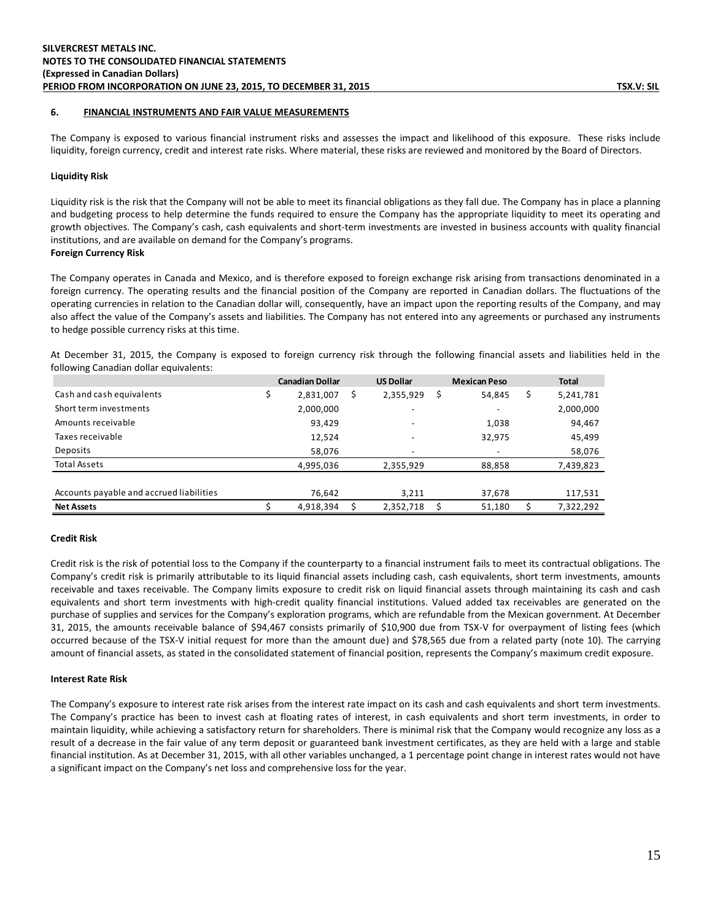## 6. FINANCIAL INSTRUMENTS AND FAIR VALUE MEASUREMENTS

The Company is exposed to various financial instrument risks and assesses the impact and likelihood of this exposure. These risks include liquidity, foreign currency, credit and interest rate risks. Where material, these risks are reviewed and monitored by the Board of Directors.

**Liquidity Risk**

Liquidity risk is the risk that the Company will not be able to meet its financial obligations as they fall due. The Company has in place a planning and budgeting process to help determine the funds required to ensure the Company has the appropriate liquidity to meet its operating and growth objectives. The Company's cash, cash equivalents and short-term investments are invested in business accounts with quality financial institutions, and are available on demand for the Company's programs.

**Foreign Currency Risk**

The Company operates in Canada and Mexico, and is therefore exposed to foreign exchange risk arising from transactions denominated in a foreign currency. The operating results and the financial position of the Company are reported in Canadian dollars. The fluctuations of the operating currencies in relation to the Canadian dollar will, consequently, have an impact upon the reporting results of the Company, and may also affect the value of the Company's assets and liabilities. The Company has not entered into any agreements or purchased any instruments to hedge possible currency risks at this time.

At December 31, 2015, the Company is exposed to foreign currency risk through the following financial assets and liabilities held in the following Canadian dollar equivalents:

| | Canadian Dollar | US Dollar | Mexican Peso | Total |
|---|---|---|---|---|
| Cash and cash equivalents | $ 2,831,007 | $ 2,355,929 | $ 54,845 | $ 5,241,781 |
| Short term investments | 2,000,000 | - | - | 2,000,000 |
| Amounts receivable | 93,429 | - | 1,038 | 94,467 |
| Taxes receivable | 12,524 | - | 32,975 | 45,499 |
| Deposits | 58,076 | - | - | 58,076 |
| Total Assets | 4,995,036 | 2,355,929 | 88,858 | 7,439,823 |
| | | | | |
| Accounts payable and accrued liabilities | 76,642 | 3,211 | 37,678 | 117,531 |
| **Net Assets** | $ 4,918,394 | $ 2,352,718 | $ 51,180 | $ 7,322,292 |

**Credit Risk**

Credit risk is the risk of potential loss to the Company if the counterparty to a financial instrument fails to meet its contractual obligations. The Company's credit risk is primarily attributable to its liquid financial assets including cash, cash equivalents, short term investments, amounts receivable and taxes receivable. The Company limits exposure to credit risk on liquid financial assets through maintaining its cash and cash equivalents and short term investments with high-credit quality financial institutions. Valued added tax receivables are generated on the purchase of supplies and services for the Company's exploration programs, which are refundable from the Mexican government. At December 31, 2015, the amounts receivable balance of $94,467 consists primarily of $10,900 due from TSX-V for overpayment of listing fees (which occurred because of the TSX-V initial request for more than the amount due) and $78,565 due from a related party (note 10). The carrying amount of financial assets, as stated in the consolidated statement of financial position, represents the Company's maximum credit exposure.

**Interest Rate Risk**

The Company's exposure to interest rate risk arises from the interest rate impact on its cash and cash equivalents and short term investments. The Company's practice has been to invest cash at floating rates of interest, in cash equivalents and short term investments, in order to maintain liquidity, while achieving a satisfactory return for shareholders. There is minimal risk that the Company would recognize any loss as a result of a decrease in the fair value of any term deposit or guaranteed bank investment certificates, as they are held with a large and stable financial institution. As at December 31, 2015, with all other variables unchanged, a 1 percentage point change in interest rates would not have a significant impact on the Company's net loss and comprehensive loss for the year.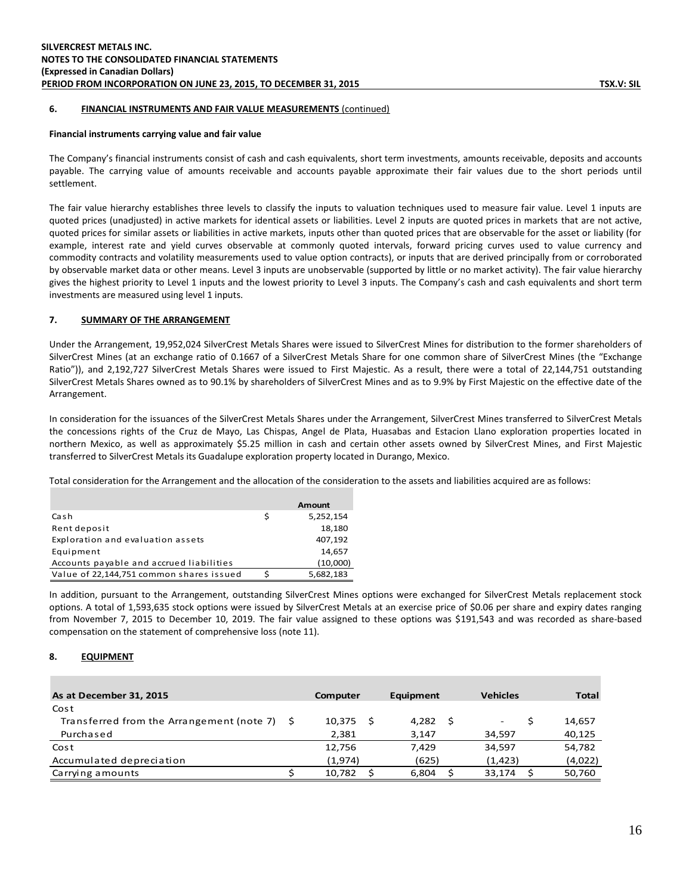## 6. FINANCIAL INSTRUMENTS AND FAIR VALUE MEASUREMENTS (continued)

**Financial instruments carrying value and fair value**

The Company's financial instruments consist of cash and cash equivalents, short term investments, amounts receivable, deposits and accounts payable. The carrying value of amounts receivable and accounts payable approximate their fair values due to the short periods until settlement.

The fair value hierarchy establishes three levels to classify the inputs to valuation techniques used to measure fair value. Level 1 inputs are quoted prices (unadjusted) in active markets for identical assets or liabilities. Level 2 inputs are quoted prices in markets that are not active, quoted prices for similar assets or liabilities in active markets, inputs other than quoted prices that are observable for the asset or liability (for example, interest rate and yield curves observable at commonly quoted intervals, forward pricing curves used to value currency and commodity contracts and volatility measurements used to value option contracts), or inputs that are derived principally from or corroborated by observable market data or other means. Level 3 inputs are unobservable (supported by little or no market activity). The fair value hierarchy gives the highest priority to Level 1 inputs and the lowest priority to Level 3 inputs. The Company's cash and cash equivalents and short term investments are measured using level 1 inputs.

## 7. SUMMARY OF THE ARRANGEMENT

Under the Arrangement, 19,952,024 SilverCrest Metals Shares were issued to SilverCrest Mines for distribution to the former shareholders of SilverCrest Mines (at an exchange ratio of 0.1667 of a SilverCrest Metals Share for one common share of SilverCrest Mines (the "Exchange Ratio")), and 2,192,727 SilverCrest Metals Shares were issued to First Majestic. As a result, there were a total of 22,144,751 outstanding SilverCrest Metals Shares owned as to 90.1% by shareholders of SilverCrest Mines and as to 9.9% by First Majestic on the effective date of the Arrangement.

In consideration for the issuances of the SilverCrest Metals Shares under the Arrangement, SilverCrest Mines transferred to SilverCrest Metals the concessions rights of the Cruz de Mayo, Las Chispas, Angel de Plata, Huasabas and Estacion Llano exploration properties located in northern Mexico, as well as approximately $5.25 million in cash and certain other assets owned by SilverCrest Mines, and First Majestic transferred to SilverCrest Metals its Guadalupe exploration property located in Durango, Mexico.

Total consideration for the Arrangement and the allocation of the consideration to the assets and liabilities acquired are as follows:

| | | Amount |
|---|---|---|
| Cash | $ | 5,252,154 |
| Rent deposit | | 18,180 |
| Exploration and evaluation assets | | 407,192 |
| Equipment | | 14,657 |
| Accounts payable and accrued liabilities | | (10,000) |
| Value of 22,144,751 common shares issued | $ | 5,682,183 |

In addition, pursuant to the Arrangement, outstanding SilverCrest Mines options were exchanged for SilverCrest Metals replacement stock options. A total of 1,593,635 stock options were issued by SilverCrest Metals at an exercise price of $0.06 per share and expiry dates ranging from November 7, 2015 to December 10, 2019. The fair value assigned to these options was $191,543 and was recorded as share-based compensation on the statement of comprehensive loss (note 11).

## 8. EQUIPMENT

| As at December 31, 2015 | Computer | Equipment | Vehicles | Total |
|---|---|---|---|---|
| Cost | | | | |
| Transferred from the Arrangement (note 7) | $ 10,375 | $ 4,282 | $ - | $ 14,657 |
| Purchased | 2,381 | 3,147 | 34,597 | 40,125 |
| Cost | 12,756 | 7,429 | 34,597 | 54,782 |
| Accumulated depreciation | (1,974) | (625) | (1,423) | (4,022) |
| Carrying amounts | $ 10,782 | $ 6,804 | $ 33,174 | $ 50,760 |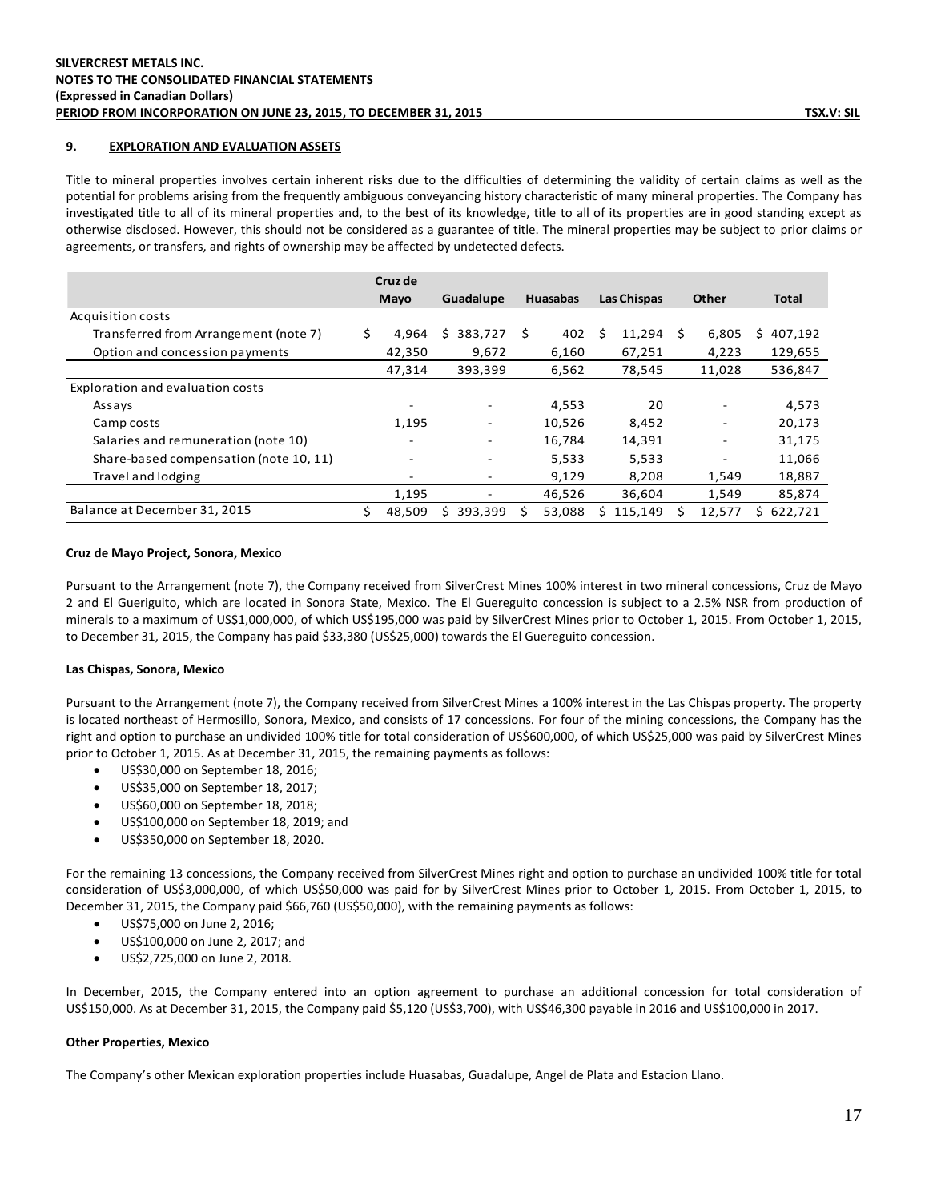## 9. EXPLORATION AND EVALUATION ASSETS

Title to mineral properties involves certain inherent risks due to the difficulties of determining the validity of certain claims as well as the potential for problems arising from the frequently ambiguous conveyancing history characteristic of many mineral properties. The Company has investigated title to all of its mineral properties and, to the best of its knowledge, title to all of its properties are in good standing except as otherwise disclosed. However, this should not be considered as a guarantee of title. The mineral properties may be subject to prior claims or agreements, or transfers, and rights of ownership may be affected by undetected defects.

| | Cruz de Mayo | Guadalupe | Huasabas | Las Chispas | Other | Total |
|---|---|---|---|---|---|---|
| Acquisition costs | | | | | | |
| Transferred from Arrangement (note 7) | $ 4,964 | $ 383,727 | $ 402 | $ 11,294 | $ 6,805 | $ 407,192 |
| Option and concession payments | 42,350 | 9,672 | 6,160 | 67,251 | 4,223 | 129,655 |
| | 47,314 | 393,399 | 6,562 | 78,545 | 11,028 | 536,847 |
| Exploration and evaluation costs | | | | | | |
| Assays | - | - | 4,553 | 20 | - | 4,573 |
| Camp costs | 1,195 | - | 10,526 | 8,452 | - | 20,173 |
| Salaries and remuneration (note 10) | - | - | 16,784 | 14,391 | - | 31,175 |
| Share-based compensation (note 10, 11) | - | - | 5,533 | 5,533 | - | 11,066 |
| Travel and lodging | - | - | 9,129 | 8,208 | 1,549 | 18,887 |
| | 1,195 | - | 46,526 | 36,604 | 1,549 | 85,874 |
| Balance at December 31, 2015 | $ 48,509 | $ 393,399 | $ 53,088 | $ 115,149 | $ 12,577 | $ 622,721 |

**Cruz de Mayo Project, Sonora, Mexico**

Pursuant to the Arrangement (note 7), the Company received from SilverCrest Mines 100% interest in two mineral concessions, Cruz de Mayo 2 and El Gueriguito, which are located in Sonora State, Mexico. The El Guereguito concession is subject to a 2.5% NSR from production of minerals to a maximum of US$1,000,000, of which US$195,000 was paid by SilverCrest Mines prior to October 1, 2015. From October 1, 2015, to December 31, 2015, the Company has paid $33,380 (US$25,000) towards the El Guereguito concession.

**Las Chispas, Sonora, Mexico**

Pursuant to the Arrangement (note 7), the Company received from SilverCrest Mines a 100% interest in the Las Chispas property. The property is located northeast of Hermosillo, Sonora, Mexico, and consists of 17 concessions. For four of the mining concessions, the Company has the right and option to purchase an undivided 100% title for total consideration of US$600,000, of which US$25,000 was paid by SilverCrest Mines prior to October 1, 2015. As at December 31, 2015, the remaining payments as follows:

- US$30,000 on September 18, 2016;
- US$35,000 on September 18, 2017;
- US$60,000 on September 18, 2018;
- US$100,000 on September 18, 2019; and
- US$350,000 on September 18, 2020.

For the remaining 13 concessions, the Company received from SilverCrest Mines right and option to purchase an undivided 100% title for total consideration of US$3,000,000, of which US$50,000 was paid for by SilverCrest Mines prior to October 1, 2015. From October 1, 2015, to December 31, 2015, the Company paid $66,760 (US$50,000), with the remaining payments as follows:

- US$75,000 on June 2, 2016;
- US$100,000 on June 2, 2017; and
- US$2,725,000 on June 2, 2018.

In December, 2015, the Company entered into an option agreement to purchase an additional concession for total consideration of US$150,000. As at December 31, 2015, the Company paid $5,120 (US$3,700), with US$46,300 payable in 2016 and US$100,000 in 2017.

**Other Properties, Mexico**

The Company's other Mexican exploration properties include Huasabas, Guadalupe, Angel de Plata and Estacion Llano.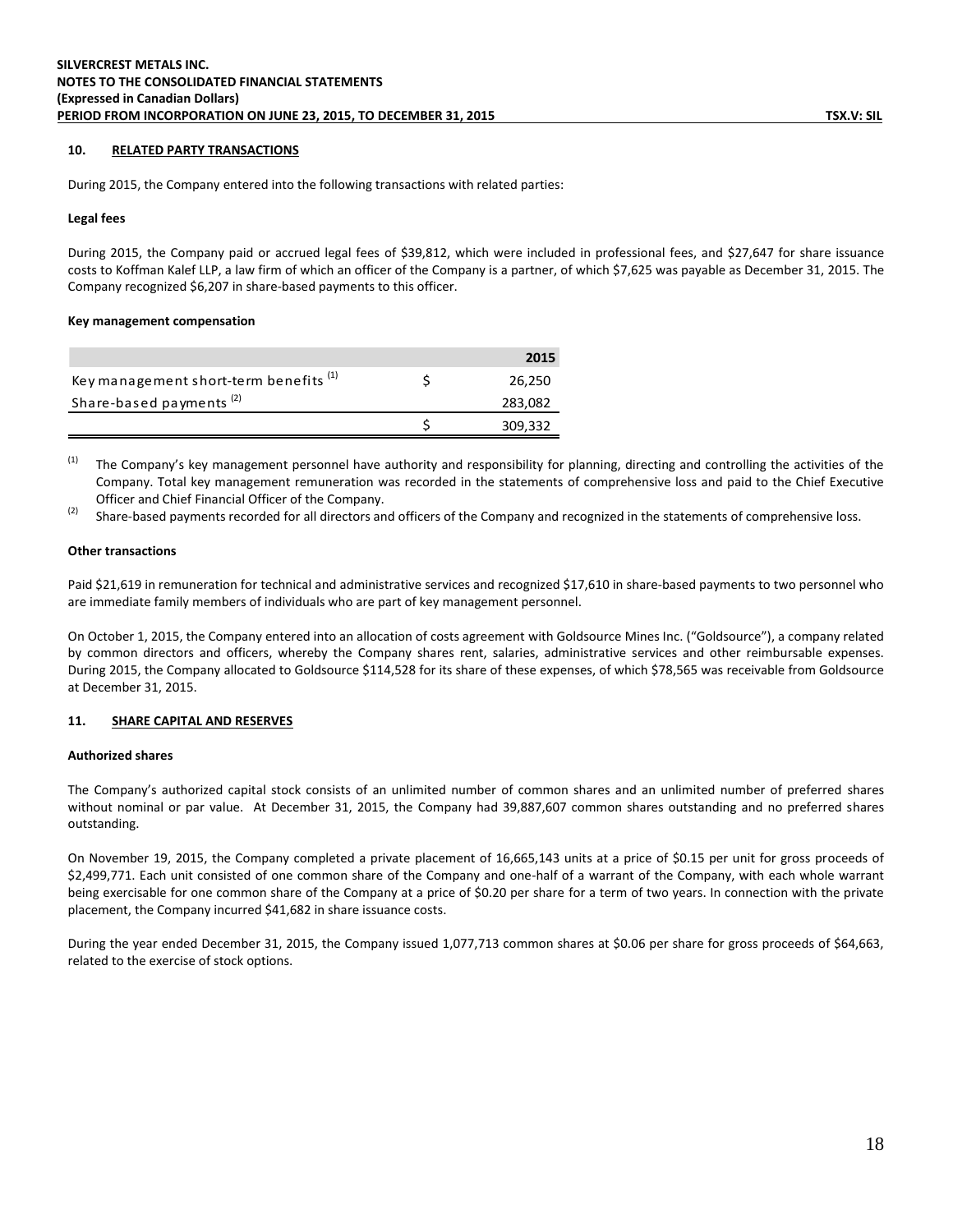## 10. RELATED PARTY TRANSACTIONS

During 2015, the Company entered into the following transactions with related parties:

**Legal fees**

During 2015, the Company paid or accrued legal fees of $39,812, which were included in professional fees, and $27,647 for share issuance costs to Koffman Kalef LLP, a law firm of which an officer of the Company is a partner, of which $7,625 was payable as December 31, 2015. The Company recognized $6,207 in share-based payments to this officer.

**Key management compensation**

| | | 2015 |
|---|---|---|
| Key management short-term benefits [1] | $ | 26,250 |
| Share-based payments [2] | | 283,082 |
| | $ | 309,332 |

[1] The Company's key management personnel have authority and responsibility for planning, directing and controlling the activities of the Company. Total key management remuneration was recorded in the statements of comprehensive loss and paid to the Chief Executive Officer and Chief Financial Officer of the Company.

[2] Share-based payments recorded for all directors and officers of the Company and recognized in the statements of comprehensive loss.

**Other transactions**

Paid $21,619 in remuneration for technical and administrative services and recognized $17,610 in share-based payments to two personnel who are immediate family members of individuals who are part of key management personnel.

On October 1, 2015, the Company entered into an allocation of costs agreement with Goldsource Mines Inc. ("Goldsource"), a company related by common directors and officers, whereby the Company shares rent, salaries, administrative services and other reimbursable expenses. During 2015, the Company allocated to Goldsource $114,528 for its share of these expenses, of which $78,565 was receivable from Goldsource at December 31, 2015.

## 11. SHARE CAPITAL AND RESERVES

**Authorized shares**

The Company's authorized capital stock consists of an unlimited number of common shares and an unlimited number of preferred shares without nominal or par value. At December 31, 2015, the Company had 39,887,607 common shares outstanding and no preferred shares outstanding.

On November 19, 2015, the Company completed a private placement of 16,665,143 units at a price of $0.15 per unit for gross proceeds of $2,499,771. Each unit consisted of one common share of the Company and one-half of a warrant of the Company, with each whole warrant being exercisable for one common share of the Company at a price of $0.20 per share for a term of two years. In connection with the private placement, the Company incurred $41,682 in share issuance costs.

During the year ended December 31, 2015, the Company issued 1,077,713 common shares at $0.06 per share for gross proceeds of $64,663, related to the exercise of stock options.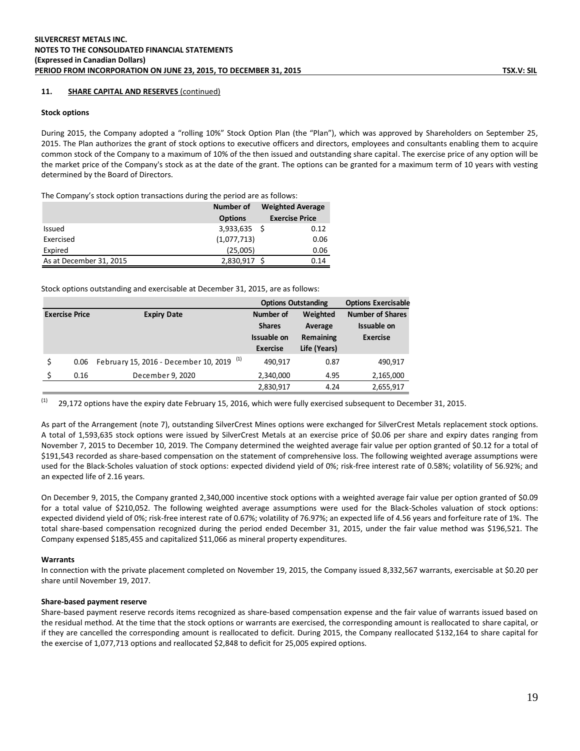## 11. SHARE CAPITAL AND RESERVES (continued)

### Stock options

During 2015, the Company adopted a "rolling 10%" Stock Option Plan (the "Plan"), which was approved by Shareholders on September 25, 2015. The Plan authorizes the grant of stock options to executive officers and directors, employees and consultants enabling them to acquire common stock of the Company to a maximum of 10% of the then issued and outstanding share capital. The exercise price of any option will be the market price of the Company's stock as at the date of the grant. The options can be granted for a maximum term of 10 years with vesting determined by the Board of Directors.

The Company's stock option transactions during the period are as follows:

| | Number of Options | Weighted Average Exercise Price |
|---|---|---|
| Issued | 3,933,635 | $ 0.12 |
| Exercised | (1,077,713) | 0.06 |
| Expired | (25,005) | 0.06 |
| As at December 31, 2015 | 2,830,917 | $ 0.14 |

Stock options outstanding and exercisable at December 31, 2015, are as follows:

| | | Options Outstanding | | Options Exercisable |
|---|---|---|---|---|
| Exercise Price | Expiry Date | Number of Shares Issuable on Exercise | Weighted Average Remaining Life (Years) | Number of Shares Issuable on Exercise |
| $ 0.06 | February 15, 2016 - December 10, 2019 [(1)] | 490,917 | 0.87 | 490,917 |
| $ 0.16 | December 9, 2020 | 2,340,000 | 4.95 | 2,165,000 |
| | | 2,830,917 | 4.24 | 2,655,917 |

(1) 29,172 options have the expiry date February 15, 2016, which were fully exercised subsequent to December 31, 2015.

As part of the Arrangement (note 7), outstanding SilverCrest Mines options were exchanged for SilverCrest Metals replacement stock options. A total of 1,593,635 stock options were issued by SilverCrest Metals at an exercise price of $0.06 per share and expiry dates ranging from November 7, 2015 to December 10, 2019. The Company determined the weighted average fair value per option granted of $0.12 for a total of $191,543 recorded as share-based compensation on the statement of comprehensive loss. The following weighted average assumptions were used for the Black-Scholes valuation of stock options: expected dividend yield of 0%; risk-free interest rate of 0.58%; volatility of 56.92%; and an expected life of 2.16 years.

On December 9, 2015, the Company granted 2,340,000 incentive stock options with a weighted average fair value per option granted of $0.09 for a total value of $210,052. The following weighted average assumptions were used for the Black-Scholes valuation of stock options: expected dividend yield of 0%; risk-free interest rate of 0.67%; volatility of 76.97%; an expected life of 4.56 years and forfeiture rate of 1%. The total share-based compensation recognized during the period ended December 31, 2015, under the fair value method was $196,521. The Company expensed $185,455 and capitalized $11,066 as mineral property expenditures.

### Warrants

In connection with the private placement completed on November 19, 2015, the Company issued 8,332,567 warrants, exercisable at $0.20 per share until November 19, 2017.

### Share-based payment reserve

Share-based payment reserve records items recognized as share-based compensation expense and the fair value of warrants issued based on the residual method. At the time that the stock options or warrants are exercised, the corresponding amount is reallocated to share capital, or if they are cancelled the corresponding amount is reallocated to deficit. During 2015, the Company reallocated $132,164 to share capital for the exercise of 1,077,713 options and reallocated $2,848 to deficit for 25,005 expired options.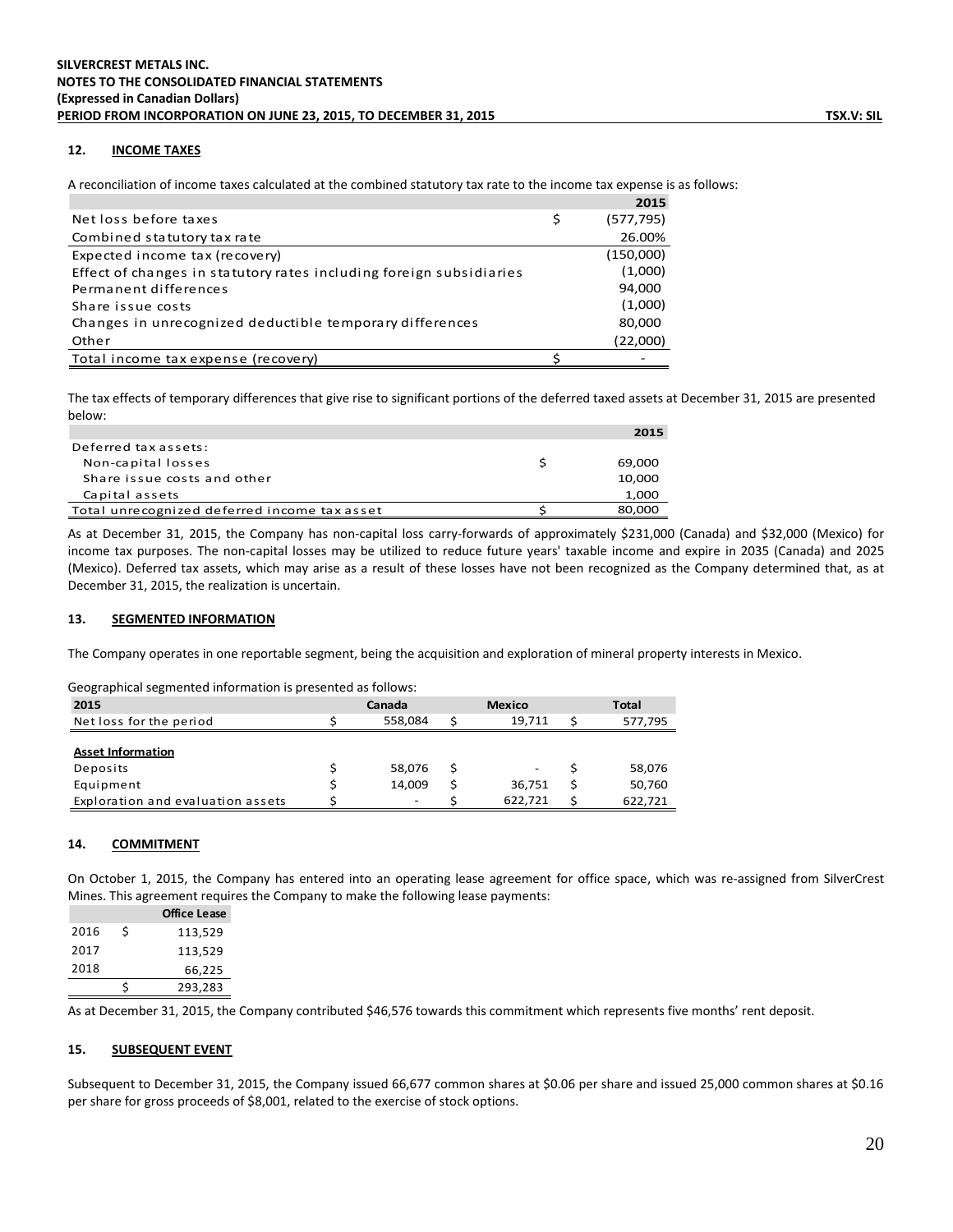## 12. INCOME TAXES

A reconciliation of income taxes calculated at the combined statutory tax rate to the income tax expense is as follows:

| | | 2015 |
|---|---|---|
| Net loss before taxes | $ | (577,795) |
| Combined statutory tax rate | | 26.00% |
| Expected income tax (recovery) | | (150,000) |
| Effect of changes in statutory rates including foreign subsidiaries | | (1,000) |
| Permanent differences | | 94,000 |
| Share issue costs | | (1,000) |
| Changes in unrecognized deductible temporary differences | | 80,000 |
| Other | | (22,000) |
| Total income tax expense (recovery) | $ | - |

The tax effects of temporary differences that give rise to significant portions of the deferred taxed assets at December 31, 2015 are presented below:

| | | 2015 |
|---|---|---|
| Deferred tax assets: | | |
| Non-capital losses | $ | 69,000 |
| Share issue costs and other | | 10,000 |
| Capital assets | | 1,000 |
| Total unrecognized deferred income tax asset | $ | 80,000 |

As at December 31, 2015, the Company has non-capital loss carry-forwards of approximately $231,000 (Canada) and $32,000 (Mexico) for income tax purposes. The non-capital losses may be utilized to reduce future years' taxable income and expire in 2035 (Canada) and 2025 (Mexico). Deferred tax assets, which may arise as a result of these losses have not been recognized as the Company determined that, as at December 31, 2015, the realization is uncertain.

## 13. SEGMENTED INFORMATION

The Company operates in one reportable segment, being the acquisition and exploration of mineral property interests in Mexico.

Geographical segmented information is presented as follows:

| 2015 | | Canada | | Mexico | | Total |
|---|---|---|---|---|---|---|
| Net loss for the period | $ | 558,084 | $ | 19,711 | $ | 577,795 |
| **Asset Information** | | | | | | |
| Deposits | $ | 58,076 | $ | - | $ | 58,076 |
| Equipment | $ | 14,009 | $ | 36,751 | $ | 50,760 |
| Exploration and evaluation assets | $ | - | $ | 622,721 | $ | 622,721 |

## 14. COMMITMENT

On October 1, 2015, the Company has entered into an operating lease agreement for office space, which was re-assigned from SilverCrest Mines. This agreement requires the Company to make the following lease payments:

| | | Office Lease |
|---|---|---|
| 2016 | $ | 113,529 |
| 2017 | | 113,529 |
| 2018 | | 66,225 |
| | $ | 293,283 |

As at December 31, 2015, the Company contributed $46,576 towards this commitment which represents five months' rent deposit.

## 15. SUBSEQUENT EVENT

Subsequent to December 31, 2015, the Company issued 66,677 common shares at $0.06 per share and issued 25,000 common shares at $0.16 per share for gross proceeds of $8,001, related to the exercise of stock options.